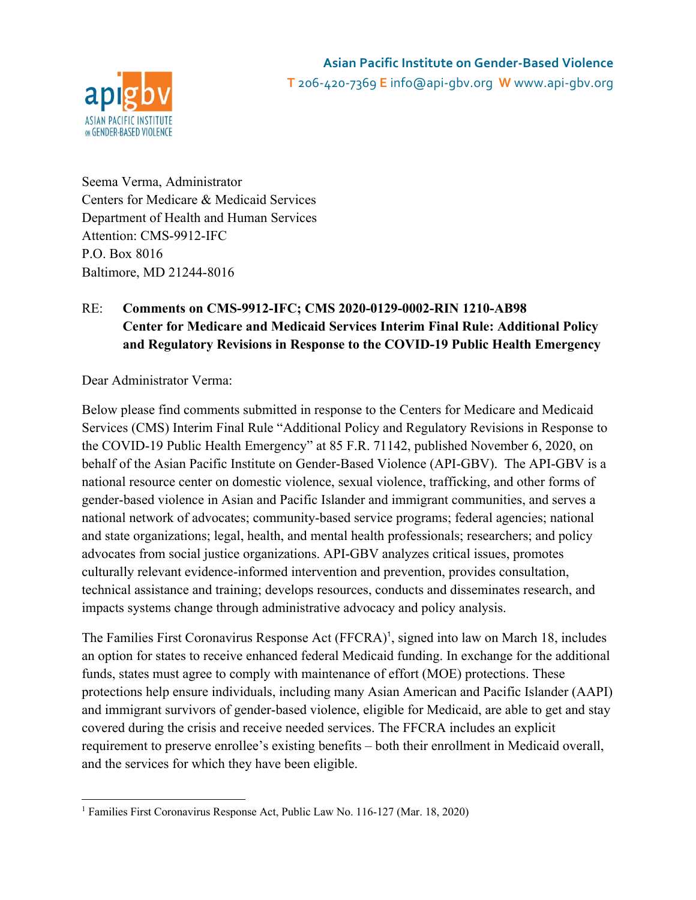**Asian Pacific Institute on Gender-Based Violence**
**T** 206-420-7369 **E** info@api-gbv.org **W** www.api-gbv.org

Seema Verma, Administrator
Centers for Medicare & Medicaid Services
Department of Health and Human Services
Attention: CMS-9912-IFC
P.O. Box 8016
Baltimore, MD 21244-8016

RE: **Comments on CMS-9912-IFC; CMS 2020-0129-0002-RIN 1210-AB98**
**Center for Medicare and Medicaid Services Interim Final Rule: Additional Policy and Regulatory Revisions in Response to the COVID-19 Public Health Emergency**

Dear Administrator Verma:

Below please find comments submitted in response to the Centers for Medicare and Medicaid Services (CMS) Interim Final Rule "Additional Policy and Regulatory Revisions in Response to the COVID-19 Public Health Emergency" at 85 F.R. 71142, published November 6, 2020, on behalf of the Asian Pacific Institute on Gender-Based Violence (API-GBV). The API-GBV is a national resource center on domestic violence, sexual violence, trafficking, and other forms of gender-based violence in Asian and Pacific Islander and immigrant communities, and serves a national network of advocates; community-based service programs; federal agencies; national and state organizations; legal, health, and mental health professionals; researchers; and policy advocates from social justice organizations. API-GBV analyzes critical issues, promotes culturally relevant evidence-informed intervention and prevention, provides consultation, technical assistance and training; develops resources, conducts and disseminates research, and impacts systems change through administrative advocacy and policy analysis.

The Families First Coronavirus Response Act (FFCRA)[1], signed into law on March 18, includes an option for states to receive enhanced federal Medicaid funding. In exchange for the additional funds, states must agree to comply with maintenance of effort (MOE) protections. These protections help ensure individuals, including many Asian American and Pacific Islander (AAPI) and immigrant survivors of gender-based violence, eligible for Medicaid, are able to get and stay covered during the crisis and receive needed services. The FFCRA includes an explicit requirement to preserve enrollee's existing benefits – both their enrollment in Medicaid overall, and the services for which they have been eligible.

[1] Families First Coronavirus Response Act, Public Law No. 116-127 (Mar. 18, 2020)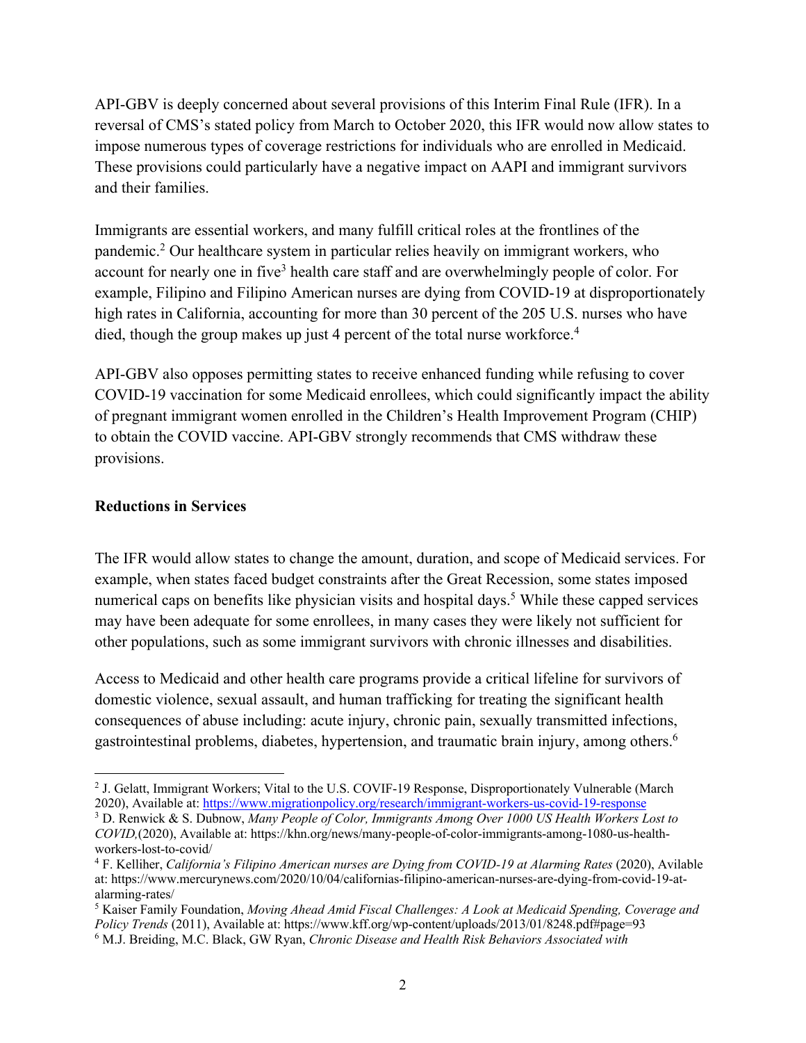API-GBV is deeply concerned about several provisions of this Interim Final Rule (IFR). In a reversal of CMS's stated policy from March to October 2020, this IFR would now allow states to impose numerous types of coverage restrictions for individuals who are enrolled in Medicaid. These provisions could particularly have a negative impact on AAPI and immigrant survivors and their families.

Immigrants are essential workers, and many fulfill critical roles at the frontlines of the pandemic.[2] Our healthcare system in particular relies heavily on immigrant workers, who account for nearly one in five[3] health care staff and are overwhelmingly people of color. For example, Filipino and Filipino American nurses are dying from COVID-19 at disproportionately high rates in California, accounting for more than 30 percent of the 205 U.S. nurses who have died, though the group makes up just 4 percent of the total nurse workforce.[4]

API-GBV also opposes permitting states to receive enhanced funding while refusing to cover COVID-19 vaccination for some Medicaid enrollees, which could significantly impact the ability of pregnant immigrant women enrolled in the Children's Health Improvement Program (CHIP) to obtain the COVID vaccine. API-GBV strongly recommends that CMS withdraw these provisions.

**Reductions in Services**

The IFR would allow states to change the amount, duration, and scope of Medicaid services. For example, when states faced budget constraints after the Great Recession, some states imposed numerical caps on benefits like physician visits and hospital days.[5] While these capped services may have been adequate for some enrollees, in many cases they were likely not sufficient for other populations, such as some immigrant survivors with chronic illnesses and disabilities.

Access to Medicaid and other health care programs provide a critical lifeline for survivors of domestic violence, sexual assault, and human trafficking for treating the significant health consequences of abuse including: acute injury, chronic pain, sexually transmitted infections, gastrointestinal problems, diabetes, hypertension, and traumatic brain injury, among others.[6]

---

[2] J. Gelatt, Immigrant Workers; Vital to the U.S. COVIF-19 Response, Disproportionately Vulnerable (March 2020), Available at: https://www.migrationpolicy.org/research/immigrant-workers-us-covid-19-response

[3] D. Renwick & S. Dubnow, *Many People of Color, Immigrants Among Over 1000 US Health Workers Lost to COVID,*(2020), Available at: https://khn.org/news/many-people-of-color-immigrants-among-1080-us-health-workers-lost-to-covid/

[4] F. Kelliher, *California's Filipino American nurses are Dying from COVID-19 at Alarming Rates* (2020), Avilable at: https://www.mercurynews.com/2020/10/04/californias-filipino-american-nurses-are-dying-from-covid-19-at-alarming-rates/

[5] Kaiser Family Foundation, *Moving Ahead Amid Fiscal Challenges: A Look at Medicaid Spending, Coverage and Policy Trends* (2011), Available at: https://www.kff.org/wp-content/uploads/2013/01/8248.pdf#page=93

[6] M.J. Breiding, M.C. Black, GW Ryan, *Chronic Disease and Health Risk Behaviors Associated with*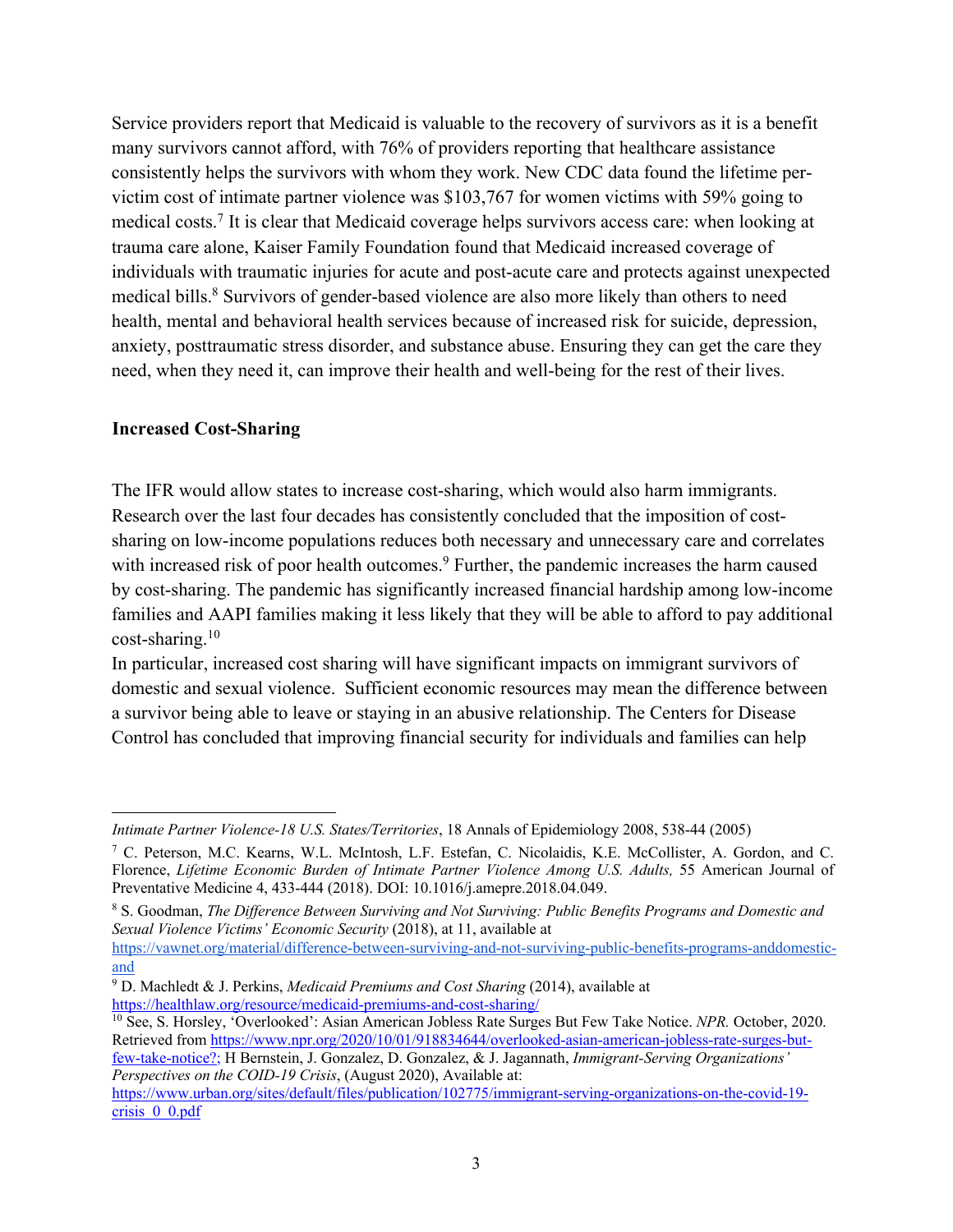Service providers report that Medicaid is valuable to the recovery of survivors as it is a benefit many survivors cannot afford, with 76% of providers reporting that healthcare assistance consistently helps the survivors with whom they work. New CDC data found the lifetime per-victim cost of intimate partner violence was $103,767 for women victims with 59% going to medical costs.[7] It is clear that Medicaid coverage helps survivors access care: when looking at trauma care alone, Kaiser Family Foundation found that Medicaid increased coverage of individuals with traumatic injuries for acute and post-acute care and protects against unexpected medical bills.[8] Survivors of gender-based violence are also more likely than others to need health, mental and behavioral health services because of increased risk for suicide, depression, anxiety, posttraumatic stress disorder, and substance abuse. Ensuring they can get the care they need, when they need it, can improve their health and well-being for the rest of their lives.

**Increased Cost-Sharing**

The IFR would allow states to increase cost-sharing, which would also harm immigrants. Research over the last four decades has consistently concluded that the imposition of cost-sharing on low-income populations reduces both necessary and unnecessary care and correlates with increased risk of poor health outcomes.[9] Further, the pandemic increases the harm caused by cost-sharing. The pandemic has significantly increased financial hardship among low-income families and AAPI families making it less likely that they will be able to afford to pay additional cost-sharing.[10]

In particular, increased cost sharing will have significant impacts on immigrant survivors of domestic and sexual violence. Sufficient economic resources may mean the difference between a survivor being able to leave or staying in an abusive relationship. The Centers for Disease Control has concluded that improving financial security for individuals and families can help

---

*Intimate Partner Violence-18 U.S. States/Territories*, 18 Annals of Epidemiology 2008, 538-44 (2005)

[7] C. Peterson, M.C. Kearns, W.L. McIntosh, L.F. Estefan, C. Nicolaidis, K.E. McCollister, A. Gordon, and C. Florence, *Lifetime Economic Burden of Intimate Partner Violence Among U.S. Adults,* 55 American Journal of Preventative Medicine 4, 433-444 (2018). DOI: 10.1016/j.amepre.2018.04.049.

[8] S. Goodman, *The Difference Between Surviving and Not Surviving: Public Benefits Programs and Domestic and Sexual Violence Victims' Economic Security* (2018), at 11, available at https://vawnet.org/material/difference-between-surviving-and-not-surviving-public-benefits-programs-anddomestic-and

[9] D. Machledt & J. Perkins, *Medicaid Premiums and Cost Sharing* (2014), available at https://healthlaw.org/resource/medicaid-premiums-and-cost-sharing/

[10] See, S. Horsley, 'Overlooked': Asian American Jobless Rate Surges But Few Take Notice. *NPR.* October, 2020. Retrieved from https://www.npr.org/2020/10/01/918834644/overlooked-asian-american-jobless-rate-surges-but-few-take-notice?; H Bernstein, J. Gonzalez, D. Gonzalez, & J. Jagannath, *Immigrant-Serving Organizations' Perspectives on the COVID-19 Crisis*, (August 2020), Available at: https://www.urban.org/sites/default/files/publication/102775/immigrant-serving-organizations-on-the-covid-19-crisis_0_0.pdf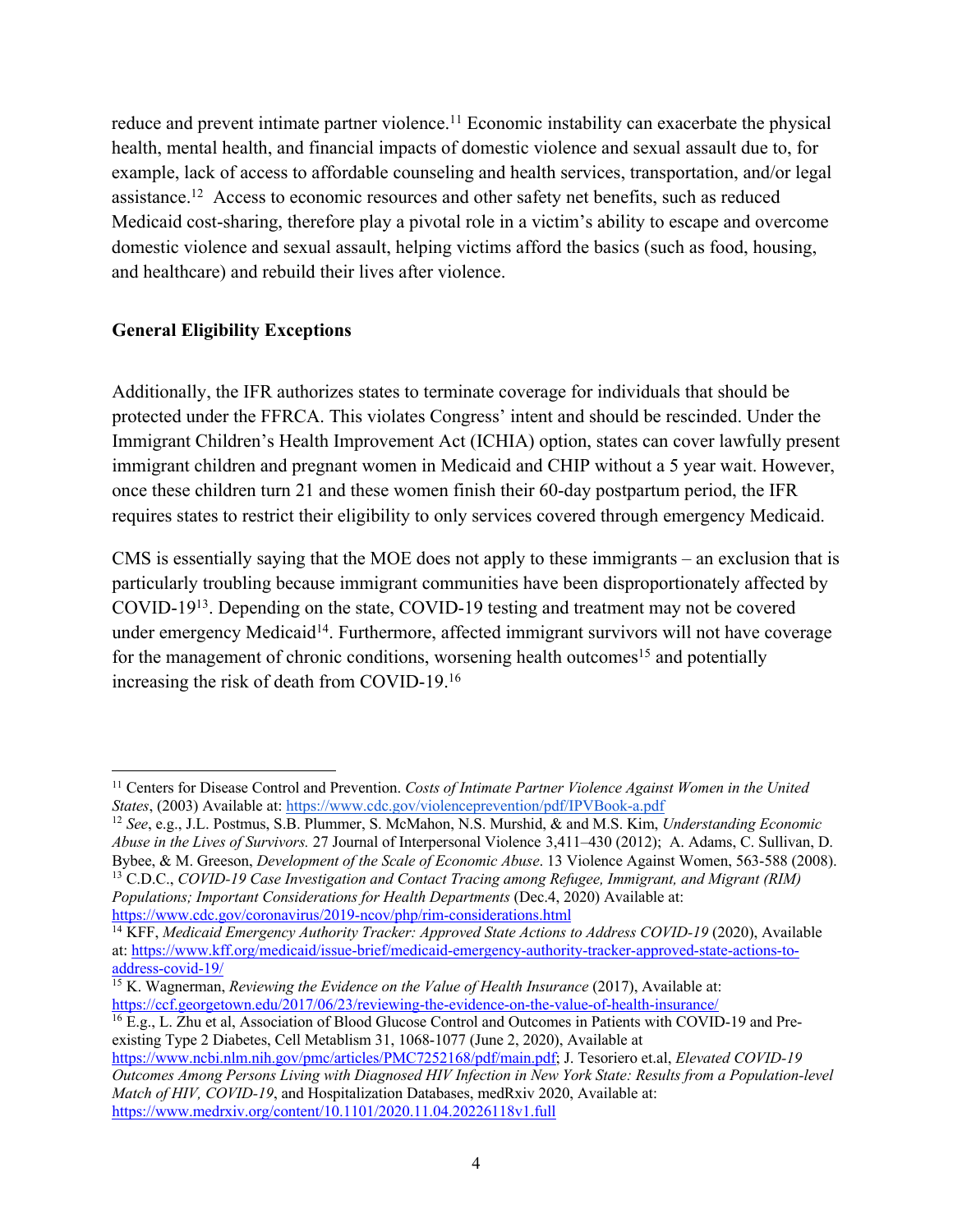reduce and prevent intimate partner violence.[11] Economic instability can exacerbate the physical health, mental health, and financial impacts of domestic violence and sexual assault due to, for example, lack of access to affordable counseling and health services, transportation, and/or legal assistance.[12] Access to economic resources and other safety net benefits, such as reduced Medicaid cost-sharing, therefore play a pivotal role in a victim's ability to escape and overcome domestic violence and sexual assault, helping victims afford the basics (such as food, housing, and healthcare) and rebuild their lives after violence.

**General Eligibility Exceptions**

Additionally, the IFR authorizes states to terminate coverage for individuals that should be protected under the FFRCA. This violates Congress' intent and should be rescinded. Under the Immigrant Children's Health Improvement Act (ICHIA) option, states can cover lawfully present immigrant children and pregnant women in Medicaid and CHIP without a 5 year wait. However, once these children turn 21 and these women finish their 60-day postpartum period, the IFR requires states to restrict their eligibility to only services covered through emergency Medicaid.

CMS is essentially saying that the MOE does not apply to these immigrants – an exclusion that is particularly troubling because immigrant communities have been disproportionately affected by COVID-19[13]. Depending on the state, COVID-19 testing and treatment may not be covered under emergency Medicaid[14]. Furthermore, affected immigrant survivors will not have coverage for the management of chronic conditions, worsening health outcomes[15] and potentially increasing the risk of death from COVID-19.[16]

---

[11] Centers for Disease Control and Prevention. *Costs of Intimate Partner Violence Against Women in the United States*, (2003) Available at: https://www.cdc.gov/violenceprevention/pdf/IPVBook-a.pdf

[12] *See*, e.g., J.L. Postmus, S.B. Plummer, S. McMahon, N.S. Murshid, & and M.S. Kim, *Understanding Economic Abuse in the Lives of Survivors.* 27 Journal of Interpersonal Violence 3,411–430 (2012); A. Adams, C. Sullivan, D. Bybee, & M. Greeson, *Development of the Scale of Economic Abuse*. 13 Violence Against Women, 563-588 (2008).

[13] C.D.C., *COVID-19 Case Investigation and Contact Tracing among Refugee, Immigrant, and Migrant (RIM) Populations; Important Considerations for Health Departments* (Dec.4, 2020) Available at: https://www.cdc.gov/coronavirus/2019-ncov/php/rim-considerations.html

[14] KFF, *Medicaid Emergency Authority Tracker: Approved State Actions to Address COVID-19* (2020), Available at: https://www.kff.org/medicaid/issue-brief/medicaid-emergency-authority-tracker-approved-state-actions-to-address-covid-19/

[15] K. Wagnerman, *Reviewing the Evidence on the Value of Health Insurance* (2017), Available at: https://ccf.georgetown.edu/2017/06/23/reviewing-the-evidence-on-the-value-of-health-insurance/

[16] E.g., L. Zhu et al, Association of Blood Glucose Control and Outcomes in Patients with COVID-19 and Pre-existing Type 2 Diabetes, Cell Metablism 31, 1068-1077 (June 2, 2020), Available at https://www.ncbi.nlm.nih.gov/pmc/articles/PMC7252168/pdf/main.pdf; J. Tesoriero et.al, *Elevated COVID-19 Outcomes Among Persons Living with Diagnosed HIV Infection in New York State: Results from a Population-level Match of HIV, COVID-19*, and Hospitalization Databases, medRxiv 2020, Available at: https://www.medrxiv.org/content/10.1101/2020.11.04.20226118v1.full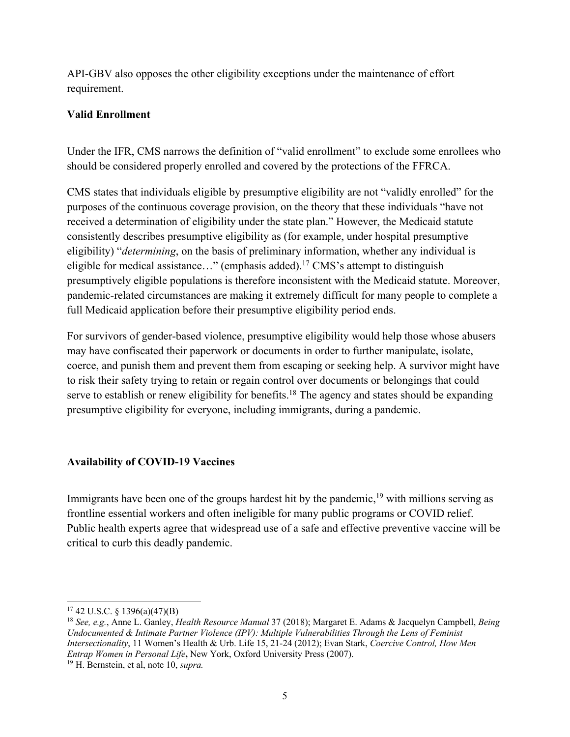API-GBV also opposes the other eligibility exceptions under the maintenance of effort requirement.

**Valid Enrollment**

Under the IFR, CMS narrows the definition of "valid enrollment" to exclude some enrollees who should be considered properly enrolled and covered by the protections of the FFRCA.

CMS states that individuals eligible by presumptive eligibility are not "validly enrolled" for the purposes of the continuous coverage provision, on the theory that these individuals "have not received a determination of eligibility under the state plan." However, the Medicaid statute consistently describes presumptive eligibility as (for example, under hospital presumptive eligibility) "*determining*, on the basis of preliminary information, whether any individual is eligible for medical assistance…" (emphasis added).[17] CMS's attempt to distinguish presumptively eligible populations is therefore inconsistent with the Medicaid statute. Moreover, pandemic-related circumstances are making it extremely difficult for many people to complete a full Medicaid application before their presumptive eligibility period ends.

For survivors of gender-based violence, presumptive eligibility would help those whose abusers may have confiscated their paperwork or documents in order to further manipulate, isolate, coerce, and punish them and prevent them from escaping or seeking help. A survivor might have to risk their safety trying to retain or regain control over documents or belongings that could serve to establish or renew eligibility for benefits.[18] The agency and states should be expanding presumptive eligibility for everyone, including immigrants, during a pandemic.

**Availability of COVID-19 Vaccines**

Immigrants have been one of the groups hardest hit by the pandemic,[19] with millions serving as frontline essential workers and often ineligible for many public programs or COVID relief. Public health experts agree that widespread use of a safe and effective preventive vaccine will be critical to curb this deadly pandemic.

---

[17] 42 U.S.C. § 1396(a)(47)(B)

[18] *See, e.g.*, Anne L. Ganley, *Health Resource Manual* 37 (2018); Margaret E. Adams & Jacquelyn Campbell, *Being Undocumented & Intimate Partner Violence (IPV): Multiple Vulnerabilities Through the Lens of Feminist Intersectionality*, 11 Women's Health & Urb. Life 15, 21-24 (2012); Evan Stark, *Coercive Control, How Men Entrap Women in Personal Life***,** New York, Oxford University Press (2007).

[19] H. Bernstein, et al, note 10, *supra.*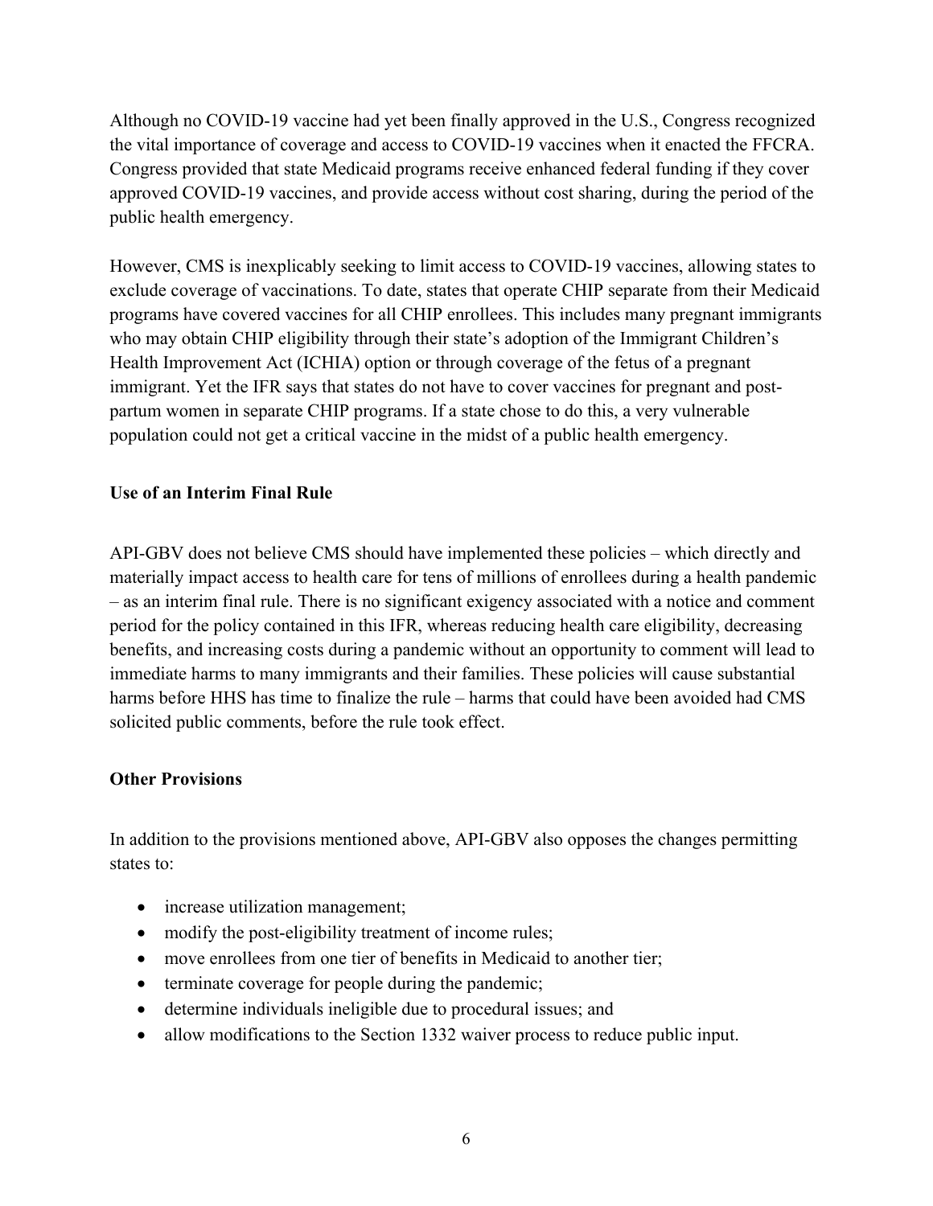Although no COVID-19 vaccine had yet been finally approved in the U.S., Congress recognized the vital importance of coverage and access to COVID-19 vaccines when it enacted the FFCRA. Congress provided that state Medicaid programs receive enhanced federal funding if they cover approved COVID-19 vaccines, and provide access without cost sharing, during the period of the public health emergency.

However, CMS is inexplicably seeking to limit access to COVID-19 vaccines, allowing states to exclude coverage of vaccinations. To date, states that operate CHIP separate from their Medicaid programs have covered vaccines for all CHIP enrollees. This includes many pregnant immigrants who may obtain CHIP eligibility through their state's adoption of the Immigrant Children's Health Improvement Act (ICHIA) option or through coverage of the fetus of a pregnant immigrant. Yet the IFR says that states do not have to cover vaccines for pregnant and post-partum women in separate CHIP programs. If a state chose to do this, a very vulnerable population could not get a critical vaccine in the midst of a public health emergency.

**Use of an Interim Final Rule**

API-GBV does not believe CMS should have implemented these policies – which directly and materially impact access to health care for tens of millions of enrollees during a health pandemic – as an interim final rule. There is no significant exigency associated with a notice and comment period for the policy contained in this IFR, whereas reducing health care eligibility, decreasing benefits, and increasing costs during a pandemic without an opportunity to comment will lead to immediate harms to many immigrants and their families. These policies will cause substantial harms before HHS has time to finalize the rule – harms that could have been avoided had CMS solicited public comments, before the rule took effect.

**Other Provisions**

In addition to the provisions mentioned above, API-GBV also opposes the changes permitting states to:

- increase utilization management;
- modify the post-eligibility treatment of income rules;
- move enrollees from one tier of benefits in Medicaid to another tier;
- terminate coverage for people during the pandemic;
- determine individuals ineligible due to procedural issues; and
- allow modifications to the Section 1332 waiver process to reduce public input.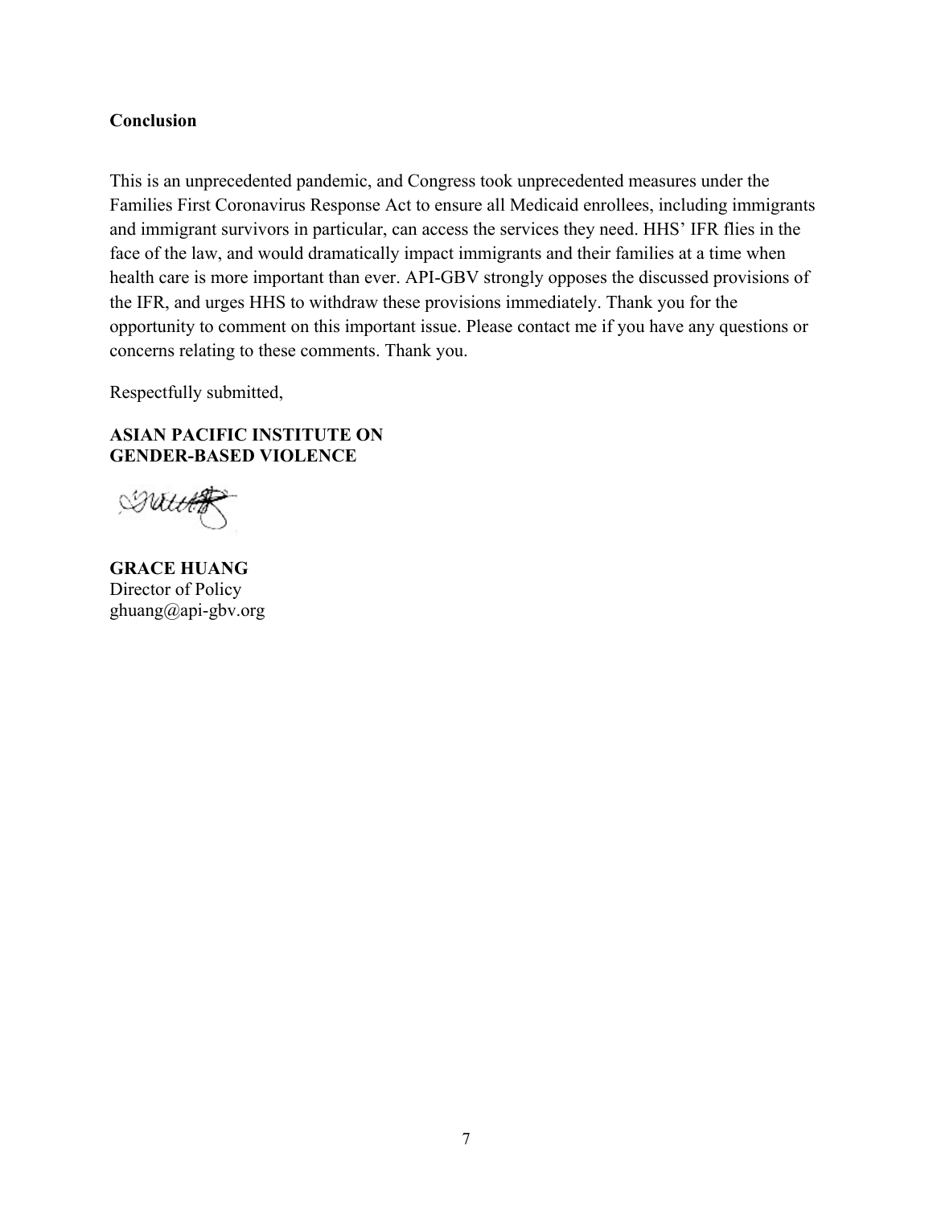**Conclusion**

This is an unprecedented pandemic, and Congress took unprecedented measures under the Families First Coronavirus Response Act to ensure all Medicaid enrollees, including immigrants and immigrant survivors in particular, can access the services they need. HHS' IFR flies in the face of the law, and would dramatically impact immigrants and their families at a time when health care is more important than ever. API-GBV strongly opposes the discussed provisions of the IFR, and urges HHS to withdraw these provisions immediately. Thank you for the opportunity to comment on this important issue. Please contact me if you have any questions or concerns relating to these comments. Thank you.

Respectfully submitted,

**ASIAN PACIFIC INSTITUTE ON GENDER-BASED VIOLENCE**

**GRACE HUANG**
Director of Policy
ghuang@api-gbv.org